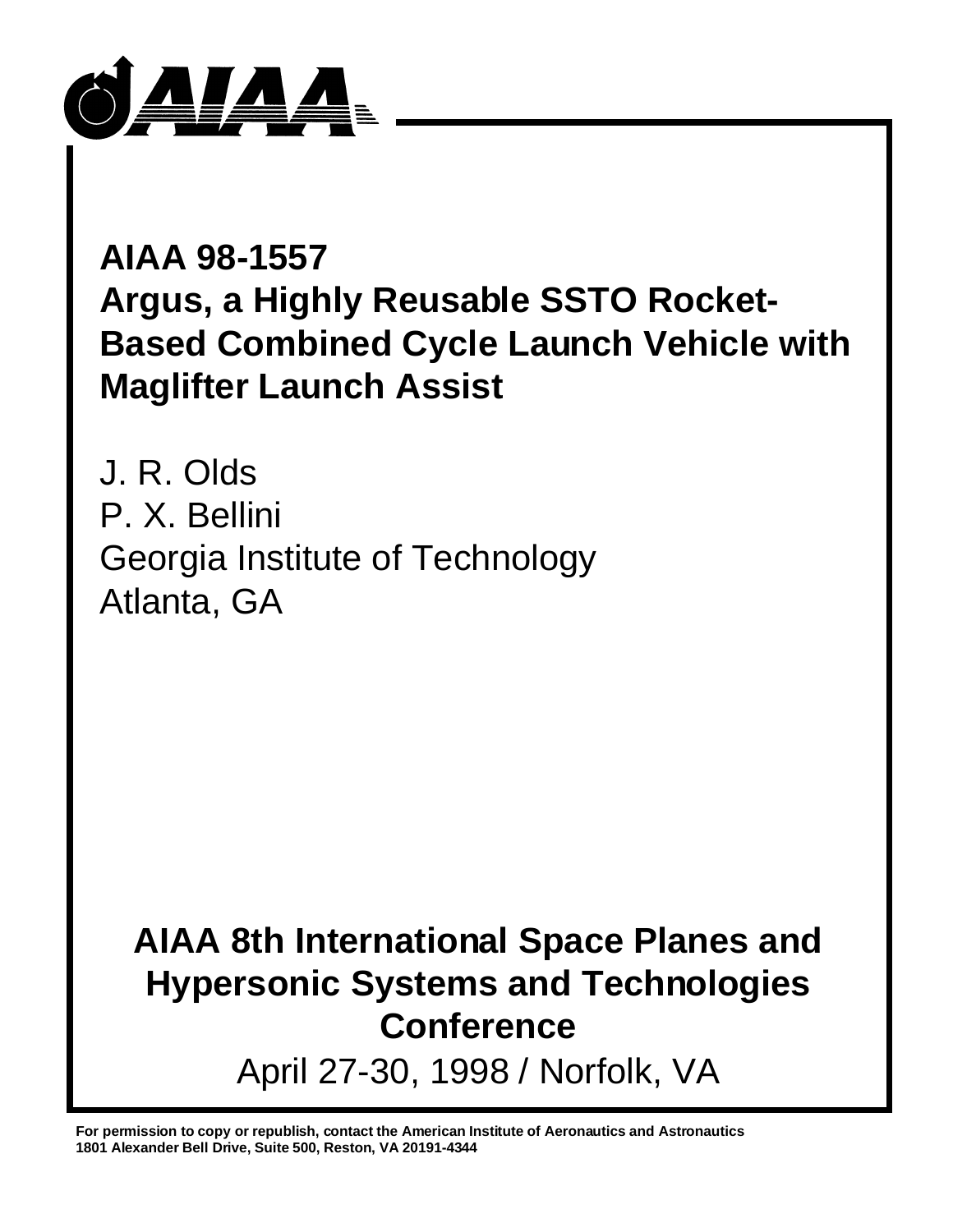# AIAA 98-1557
# Argus, a Highly Reusable SSTO Rocket-Based Combined Cycle Launch Vehicle with Maglifter Launch Assist

J. R. Olds
P. X. Bellini
Georgia Institute of Technology
Atlanta, GA

## AIAA 8th International Space Planes and Hypersonic Systems and Technologies Conference

April 27-30, 1998 / Norfolk, VA

**For permission to copy or republish, contact the American Institute of Aeronautics and Astronautics**
**1801 Alexander Bell Drive, Suite 500, Reston, VA 20191-4344**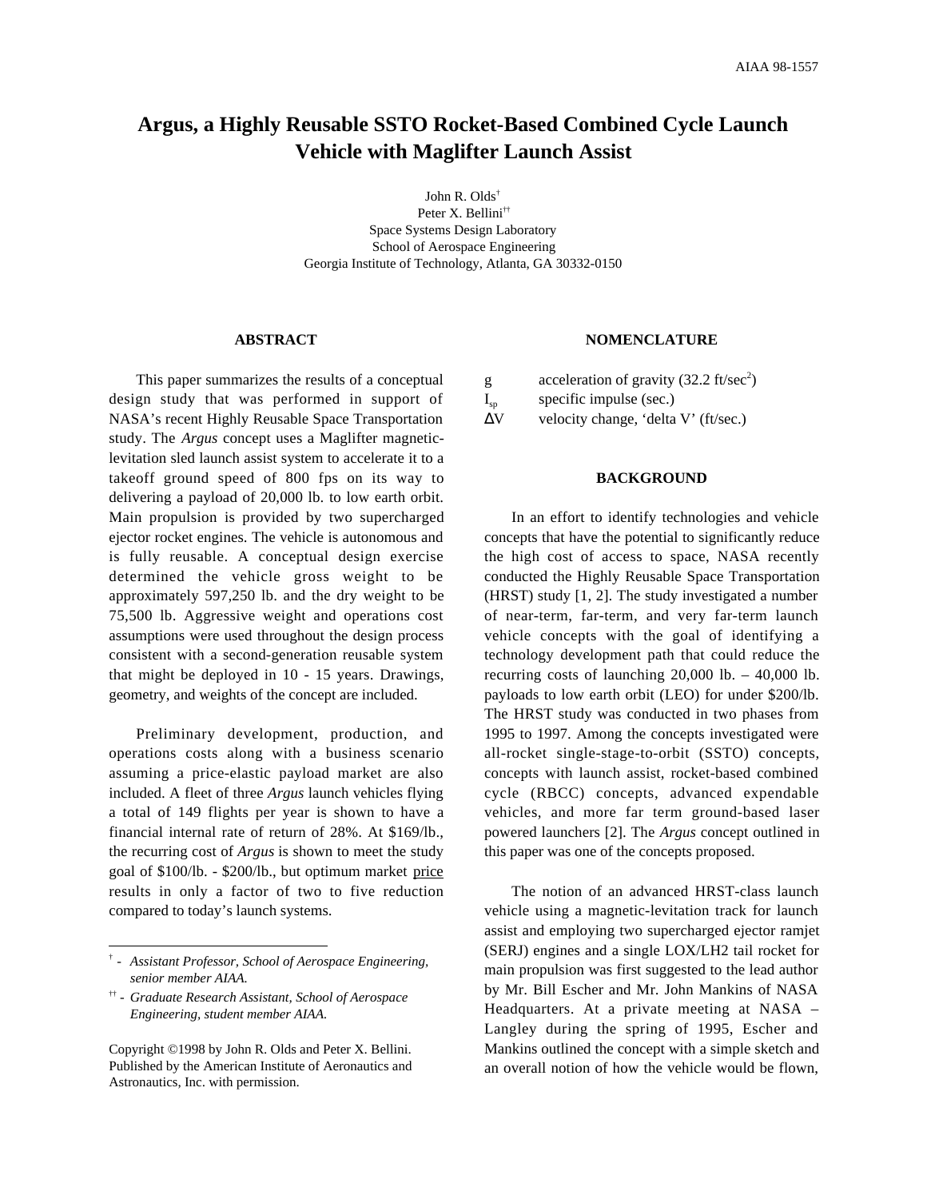# Argus, a Highly Reusable SSTO Rocket-Based Combined Cycle Launch Vehicle with Maglifter Launch Assist

John R. Olds[†]
Peter X. Bellini[††]
Space Systems Design Laboratory
School of Aerospace Engineering
Georgia Institute of Technology, Atlanta, GA 30332-0150

## ABSTRACT

This paper summarizes the results of a conceptual design study that was performed in support of NASA's recent Highly Reusable Space Transportation study. The *Argus* concept uses a Maglifter magnetic-levitation sled launch assist system to accelerate it to a takeoff ground speed of 800 fps on its way to delivering a payload of 20,000 lb. to low earth orbit. Main propulsion is provided by two supercharged ejector rocket engines. The vehicle is autonomous and is fully reusable. A conceptual design exercise determined the vehicle gross weight to be approximately 597,250 lb. and the dry weight to be 75,500 lb. Aggressive weight and operations cost assumptions were used throughout the design process consistent with a second-generation reusable system that might be deployed in 10 - 15 years. Drawings, geometry, and weights of the concept are included.

Preliminary development, production, and operations costs along with a business scenario assuming a price-elastic payload market are also included. A fleet of three *Argus* launch vehicles flying a total of 149 flights per year is shown to have a financial internal rate of return of 28%. At $169/lb., the recurring cost of *Argus* is shown to meet the study goal of $100/lb. - $200/lb., but optimum market price results in only a factor of two to five reduction compared to today's launch systems.

† - *Assistant Professor, School of Aerospace Engineering, senior member AIAA.*

†† - *Graduate Research Assistant, School of Aerospace Engineering, student member AIAA.*

Copyright ©1998 by John R. Olds and Peter X. Bellini. Published by the American Institute of Aeronautics and Astronautics, Inc. with permission.

## NOMENCLATURE

| | |
|---|---|
| g | acceleration of gravity (32.2 ft/sec$^2$) |
| $I_{sp}$ | specific impulse (sec.) |
| $\Delta V$ | velocity change, 'delta V' (ft/sec.) |

## BACKGROUND

In an effort to identify technologies and vehicle concepts that have the potential to significantly reduce the high cost of access to space, NASA recently conducted the Highly Reusable Space Transportation (HRST) study [1, 2]. The study investigated a number of near-term, far-term, and very far-term launch vehicle concepts with the goal of identifying a technology development path that could reduce the recurring costs of launching 20,000 lb. – 40,000 lb. payloads to low earth orbit (LEO) for under $200/lb. The HRST study was conducted in two phases from 1995 to 1997. Among the concepts investigated were all-rocket single-stage-to-orbit (SSTO) concepts, concepts with launch assist, rocket-based combined cycle (RBCC) concepts, advanced expendable vehicles, and more far term ground-based laser powered launchers [2]. The *Argus* concept outlined in this paper was one of the concepts proposed.

The notion of an advanced HRST-class launch vehicle using a magnetic-levitation track for launch assist and employing two supercharged ejector ramjet (SERJ) engines and a single LOX/LH2 tail rocket for main propulsion was first suggested to the lead author by Mr. Bill Escher and Mr. John Mankins of NASA Headquarters. At a private meeting at NASA – Langley during the spring of 1995, Escher and Mankins outlined the concept with a simple sketch and an overall notion of how the vehicle would be flown,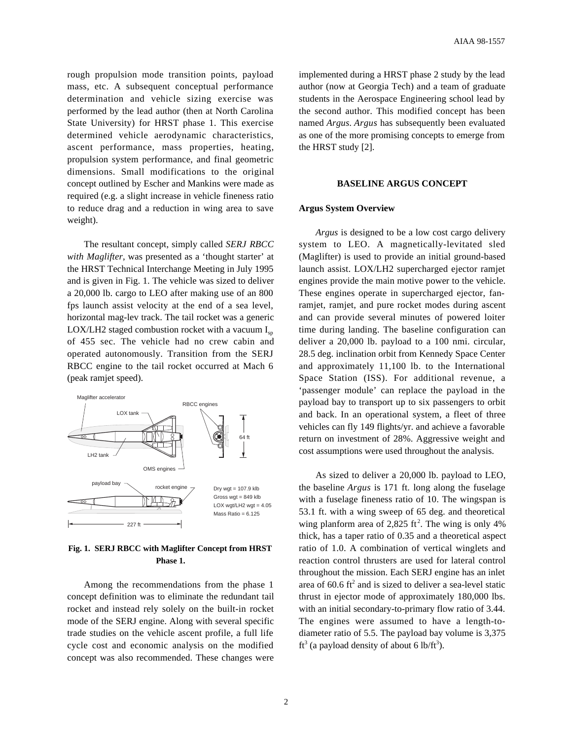rough propulsion mode transition points, payload mass, etc. A subsequent conceptual performance determination and vehicle sizing exercise was performed by the lead author (then at North Carolina State University) for HRST phase 1. This exercise determined vehicle aerodynamic characteristics, ascent performance, mass properties, heating, propulsion system performance, and final geometric dimensions. Small modifications to the original concept outlined by Escher and Mankins were made as required (e.g. a slight increase in vehicle fineness ratio to reduce drag and a reduction in wing area to save weight).

The resultant concept, simply called *SERJ RBCC with Maglifter*, was presented as a 'thought starter' at the HRST Technical Interchange Meeting in July 1995 and is given in Fig. 1. The vehicle was sized to deliver a 20,000 lb. cargo to LEO after making use of an 800 fps launch assist velocity at the end of a sea level, horizontal mag-lev track. The tail rocket was a generic LOX/LH2 staged combustion rocket with a vacuum $I_{sp}$ of 455 sec. The vehicle had no crew cabin and operated autonomously. Transition from the SERJ RBCC engine to the tail rocket occurred at Mach 6 (peak ramjet speed).

Maglifter accelerator

LOX tank

RBCC engines

64 ft

LH2 tank

OMS engines

payload bay

rocket engine

Dry wgt = 107.9 klb
Gross wgt = 849 klb
LOX wgt/LH2 wgt = 4.05
Mass Ratio = 6.125

227 ft

**Fig. 1. SERJ RBCC with Maglifter Concept from HRST Phase 1.**

Among the recommendations from the phase 1 concept definition was to eliminate the redundant tail rocket and instead rely solely on the built-in rocket mode of the SERJ engine. Along with several specific trade studies on the vehicle ascent profile, a full life cycle cost and economic analysis on the modified concept was also recommended. These changes were implemented during a HRST phase 2 study by the lead author (now at Georgia Tech) and a team of graduate students in the Aerospace Engineering school lead by the second author. This modified concept has been named *Argus*. *Argus* has subsequently been evaluated as one of the more promising concepts to emerge from the HRST study [2].

## BASELINE ARGUS CONCEPT

### Argus System Overview

*Argus* is designed to be a low cost cargo delivery system to LEO. A magnetically-levitated sled (Maglifter) is used to provide an initial ground-based launch assist. LOX/LH2 supercharged ejector ramjet engines provide the main motive power to the vehicle. These engines operate in supercharged ejector, fan-ramjet, ramjet, and pure rocket modes during ascent and can provide several minutes of powered loiter time during landing. The baseline configuration can deliver a 20,000 lb. payload to a 100 nmi. circular, 28.5 deg. inclination orbit from Kennedy Space Center and approximately 11,100 lb. to the International Space Station (ISS). For additional revenue, a 'passenger module' can replace the payload in the payload bay to transport up to six passengers to orbit and back. In an operational system, a fleet of three vehicles can fly 149 flights/yr. and achieve a favorable return on investment of 28%. Aggressive weight and cost assumptions were used throughout the analysis.

As sized to deliver a 20,000 lb. payload to LEO, the baseline *Argus* is 171 ft. long along the fuselage with a fuselage fineness ratio of 10. The wingspan is 53.1 ft. with a wing sweep of 65 deg. and theoretical wing planform area of 2,825 $ft^2$. The wing is only 4% thick, has a taper ratio of 0.35 and a theoretical aspect ratio of 1.0. A combination of vertical winglets and reaction control thrusters are used for lateral control throughout the mission. Each SERJ engine has an inlet area of 60.6 $ft^2$ and is sized to deliver a sea-level static thrust in ejector mode of approximately 180,000 lbs. with an initial secondary-to-primary flow ratio of 3.44. The engines were assumed to have a length-to-diameter ratio of 5.5. The payload bay volume is 3,375 $ft^3$ (a payload density of about 6 lb/$ft^3$).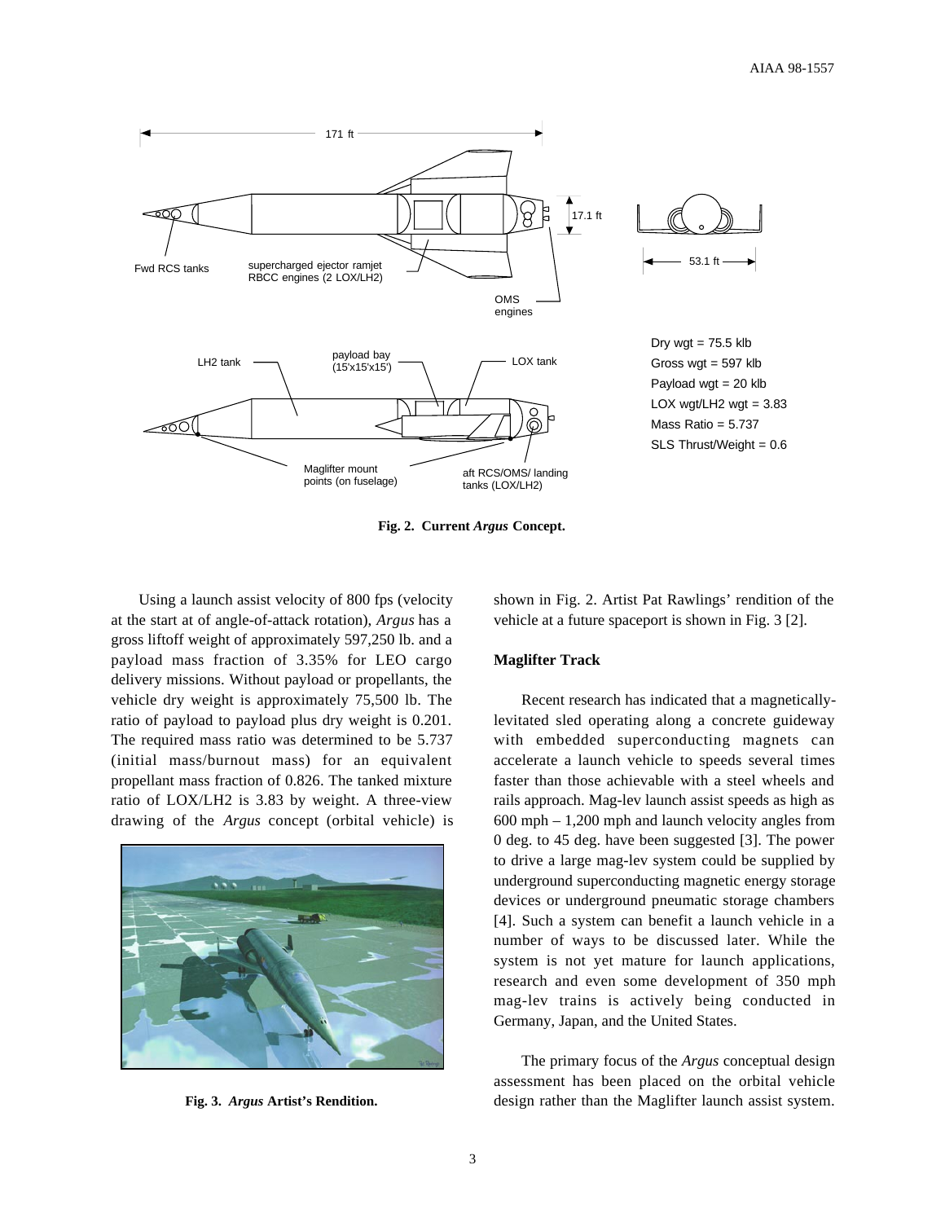Fig. 2. Current *Argus* Concept.

Using a launch assist velocity of 800 fps (velocity at the start at of angle-of-attack rotation), *Argus* has a gross liftoff weight of approximately 597,250 lb. and a payload mass fraction of 3.35% for LEO cargo delivery missions. Without payload or propellants, the vehicle dry weight is approximately 75,500 lb. The ratio of payload to payload plus dry weight is 0.201. The required mass ratio was determined to be 5.737 (initial mass/burnout mass) for an equivalent propellant mass fraction of 0.826. The tanked mixture ratio of LOX/LH2 is 3.83 by weight. A three-view drawing of the *Argus* concept (orbital vehicle) is shown in Fig. 2. Artist Pat Rawlings' rendition of the vehicle at a future spaceport is shown in Fig. 3 [2].

Fig. 3. *Argus* Artist's Rendition.

### Maglifter Track

Recent research has indicated that a magnetically-levitated sled operating along a concrete guideway with embedded superconducting magnets can accelerate a launch vehicle to speeds several times faster than those achievable with a steel wheels and rails approach. Mag-lev launch assist speeds as high as 600 mph – 1,200 mph and launch velocity angles from 0 deg. to 45 deg. have been suggested [3]. The power to drive a large mag-lev system could be supplied by underground superconducting magnetic energy storage devices or underground pneumatic storage chambers [4]. Such a system can benefit a launch vehicle in a number of ways to be discussed later. While the system is not yet mature for launch applications, research and even some development of 350 mph mag-lev trains is actively being conducted in Germany, Japan, and the United States.

The primary focus of the *Argus* conceptual design assessment has been placed on the orbital vehicle design rather than the Maglifter launch assist system.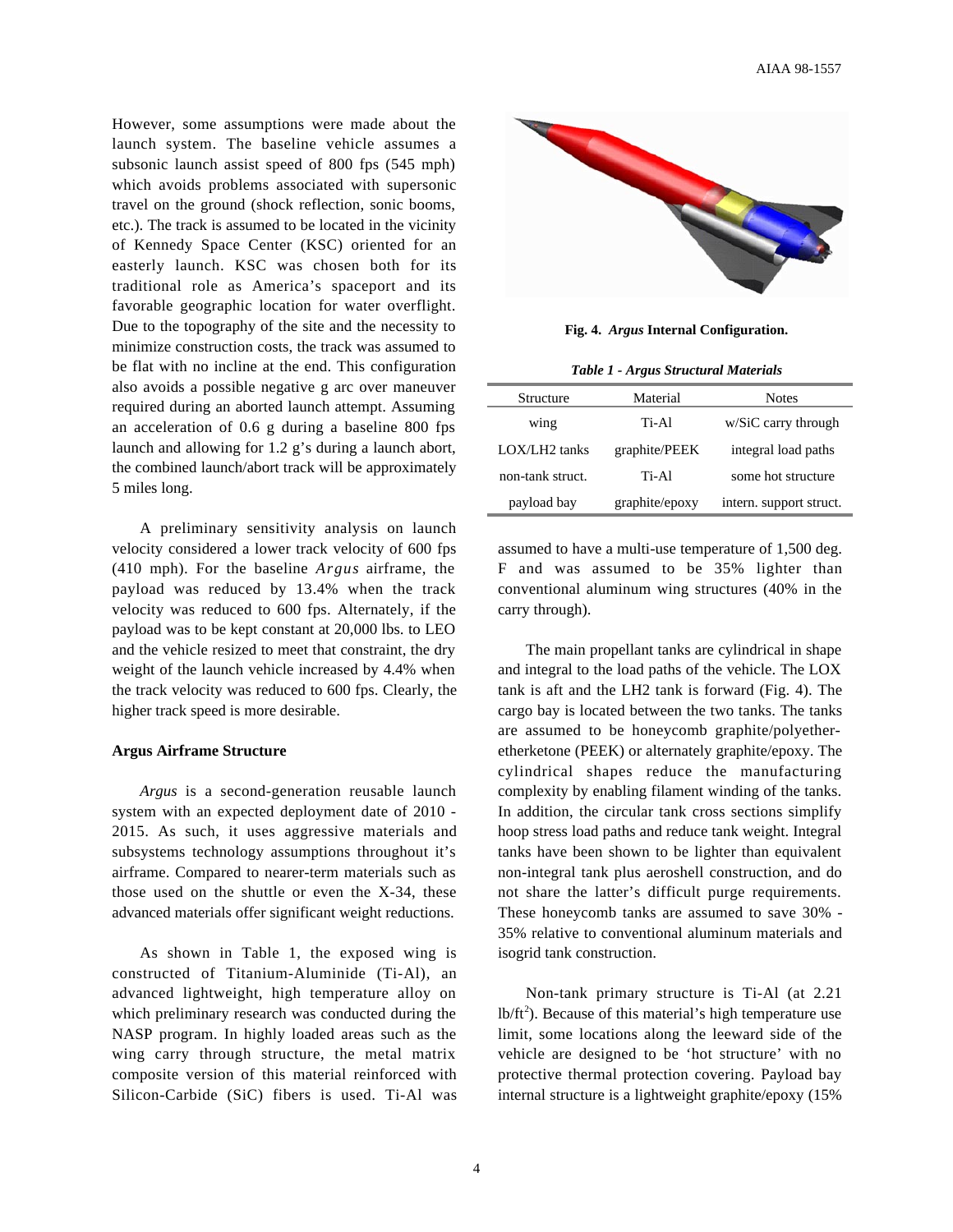However, some assumptions were made about the launch system. The baseline vehicle assumes a subsonic launch assist speed of 800 fps (545 mph) which avoids problems associated with supersonic travel on the ground (shock reflection, sonic booms, etc.). The track is assumed to be located in the vicinity of Kennedy Space Center (KSC) oriented for an easterly launch. KSC was chosen both for its traditional role as America's spaceport and its favorable geographic location for water overflight. Due to the topography of the site and the necessity to minimize construction costs, the track was assumed to be flat with no incline at the end. This configuration also avoids a possible negative g arc over maneuver required during an aborted launch attempt. Assuming an acceleration of 0.6 g during a baseline 800 fps launch and allowing for 1.2 g's during a launch abort, the combined launch/abort track will be approximately 5 miles long.

A preliminary sensitivity analysis on launch velocity considered a lower track velocity of 600 fps (410 mph). For the baseline *Argus* airframe, the payload was reduced by 13.4% when the track velocity was reduced to 600 fps. Alternately, if the payload was to be kept constant at 20,000 lbs. to LEO and the vehicle resized to meet that constraint, the dry weight of the launch vehicle increased by 4.4% when the track velocity was reduced to 600 fps. Clearly, the higher track speed is more desirable.

**Argus Airframe Structure**

*Argus* is a second-generation reusable launch system with an expected deployment date of 2010 - 2015. As such, it uses aggressive materials and subsystems technology assumptions throughout it's airframe. Compared to nearer-term materials such as those used on the shuttle or even the X-34, these advanced materials offer significant weight reductions.

As shown in Table 1, the exposed wing is constructed of Titanium-Aluminide (Ti-Al), an advanced lightweight, high temperature alloy on which preliminary research was conducted during the NASP program. In highly loaded areas such as the wing carry through structure, the metal matrix composite version of this material reinforced with Silicon-Carbide (SiC) fibers is used. Ti-Al was assumed to have a multi-use temperature of 1,500 deg. F and was assumed to be 35% lighter than conventional aluminum wing structures (40% in the carry through).

**Fig. 4. *Argus* Internal Configuration.**

***Table 1 - Argus Structural Materials***

| Structure | Material | Notes |
|---|---|---|
| wing | Ti-Al | w/SiC carry through |
| LOX/LH2 tanks | graphite/PEEK | integral load paths |
| non-tank struct. | Ti-Al | some hot structure |
| payload bay | graphite/epoxy | intern. support struct. |

The main propellant tanks are cylindrical in shape and integral to the load paths of the vehicle. The LOX tank is aft and the LH2 tank is forward (Fig. 4). The cargo bay is located between the two tanks. The tanks are assumed to be honeycomb graphite/polyether-etherketone (PEEK) or alternately graphite/epoxy. The cylindrical shapes reduce the manufacturing complexity by enabling filament winding of the tanks. In addition, the circular tank cross sections simplify hoop stress load paths and reduce tank weight. Integral tanks have been shown to be lighter than equivalent non-integral tank plus aeroshell construction, and do not share the latter's difficult purge requirements. These honeycomb tanks are assumed to save 30% - 35% relative to conventional aluminum materials and isogrid tank construction.

Non-tank primary structure is Ti-Al (at 2.21 $lb/ft^2$). Because of this material's high temperature use limit, some locations along the leeward side of the vehicle are designed to be 'hot structure' with no protective thermal protection covering. Payload bay internal structure is a lightweight graphite/epoxy (15%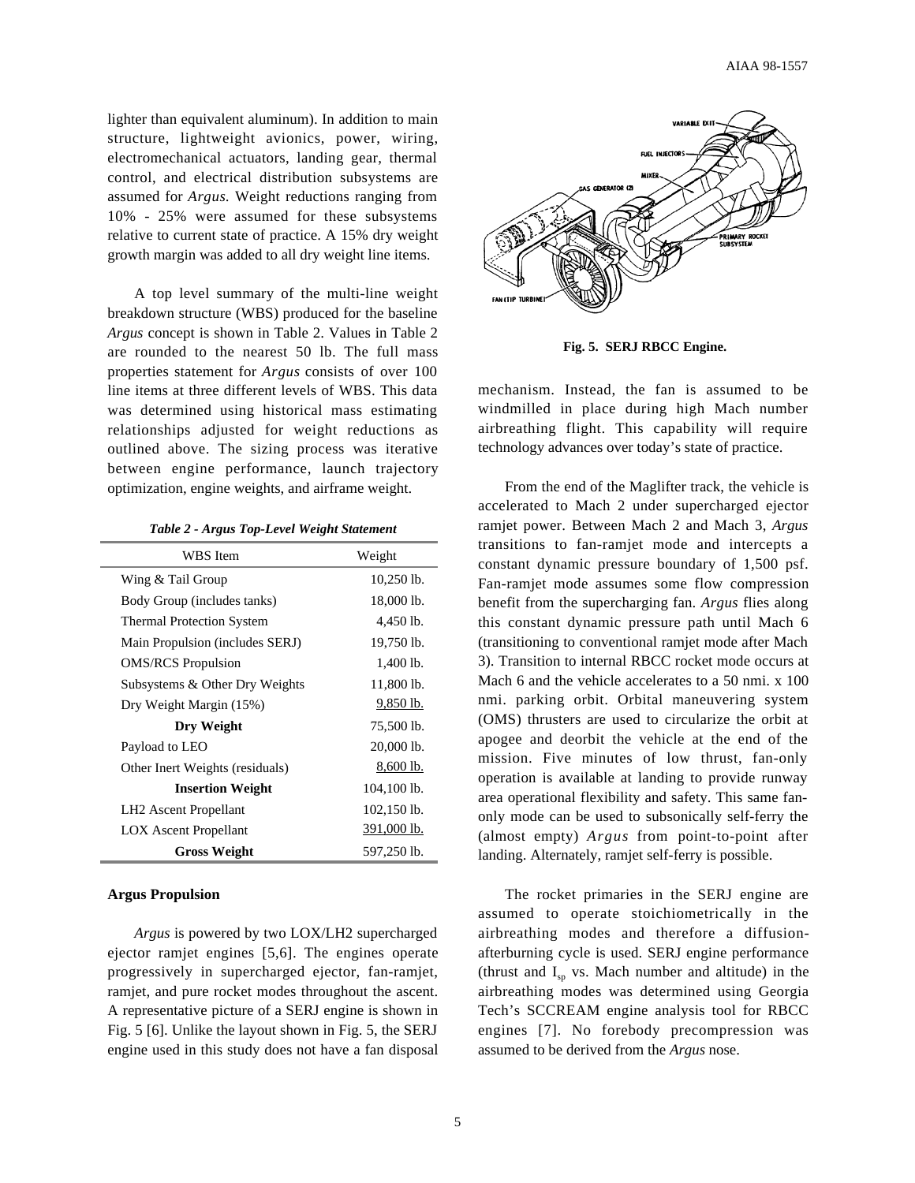lighter than equivalent aluminum). In addition to main structure, lightweight avionics, power, wiring, electromechanical actuators, landing gear, thermal control, and electrical distribution subsystems are assumed for *Argus.* Weight reductions ranging from 10% - 25% were assumed for these subsystems relative to current state of practice. A 15% dry weight growth margin was added to all dry weight line items.

A top level summary of the multi-line weight breakdown structure (WBS) produced for the baseline *Argus* concept is shown in Table 2. Values in Table 2 are rounded to the nearest 50 lb. The full mass properties statement for *Argus* consists of over 100 line items at three different levels of WBS. This data was determined using historical mass estimating relationships adjusted for weight reductions as outlined above. The sizing process was iterative between engine performance, launch trajectory optimization, engine weights, and airframe weight.

***Table 2 - Argus Top-Level Weight Statement***

| WBS Item | Weight |
|---|---|
| Wing & Tail Group | 10,250 lb. |
| Body Group (includes tanks) | 18,000 lb. |
| Thermal Protection System | 4,450 lb. |
| Main Propulsion (includes SERJ) | 19,750 lb. |
| OMS/RCS Propulsion | 1,400 lb. |
| Subsystems & Other Dry Weights | 11,800 lb. |
| Dry Weight Margin (15%) | 9,850 lb. |
| **Dry Weight** | 75,500 lb. |
| Payload to LEO | 20,000 lb. |
| Other Inert Weights (residuals) | 8,600 lb. |
| **Insertion Weight** | 104,100 lb. |
| LH2 Ascent Propellant | 102,150 lb. |
| LOX Ascent Propellant | 391,000 lb. |
| **Gross Weight** | 597,250 lb. |

### Argus Propulsion

*Argus* is powered by two LOX/LH2 supercharged ejector ramjet engines [5,6]. The engines operate progressively in supercharged ejector, fan-ramjet, ramjet, and pure rocket modes throughout the ascent. A representative picture of a SERJ engine is shown in Fig. 5 [6]. Unlike the layout shown in Fig. 5, the SERJ engine used in this study does not have a fan disposal mechanism. Instead, the fan is assumed to be windmilled in place during high Mach number airbreathing flight. This capability will require technology advances over today's state of practice.

**Fig. 5. SERJ RBCC Engine.**

From the end of the Maglifter track, the vehicle is accelerated to Mach 2 under supercharged ejector ramjet power. Between Mach 2 and Mach 3, *Argus* transitions to fan-ramjet mode and intercepts a constant dynamic pressure boundary of 1,500 psf. Fan-ramjet mode assumes some flow compression benefit from the supercharging fan. *Argus* flies along this constant dynamic pressure path until Mach 6 (transitioning to conventional ramjet mode after Mach 3). Transition to internal RBCC rocket mode occurs at Mach 6 and the vehicle accelerates to a 50 nmi. x 100 nmi. parking orbit. Orbital maneuvering system (OMS) thrusters are used to circularize the orbit at apogee and deorbit the vehicle at the end of the mission. Five minutes of low thrust, fan-only operation is available at landing to provide runway area operational flexibility and safety. This same fan-only mode can be used to subsonically self-ferry the (almost empty) *Argus* from point-to-point after landing. Alternately, ramjet self-ferry is possible.

The rocket primaries in the SERJ engine are assumed to operate stoichiometrically in the airbreathing modes and therefore a diffusion-afterburning cycle is used. SERJ engine performance (thrust and $I_{sp}$ vs. Mach number and altitude) in the airbreathing modes was determined using Georgia Tech's SCCREAM engine analysis tool for RBCC engines [7]. No forebody precompression was assumed to be derived from the *Argus* nose.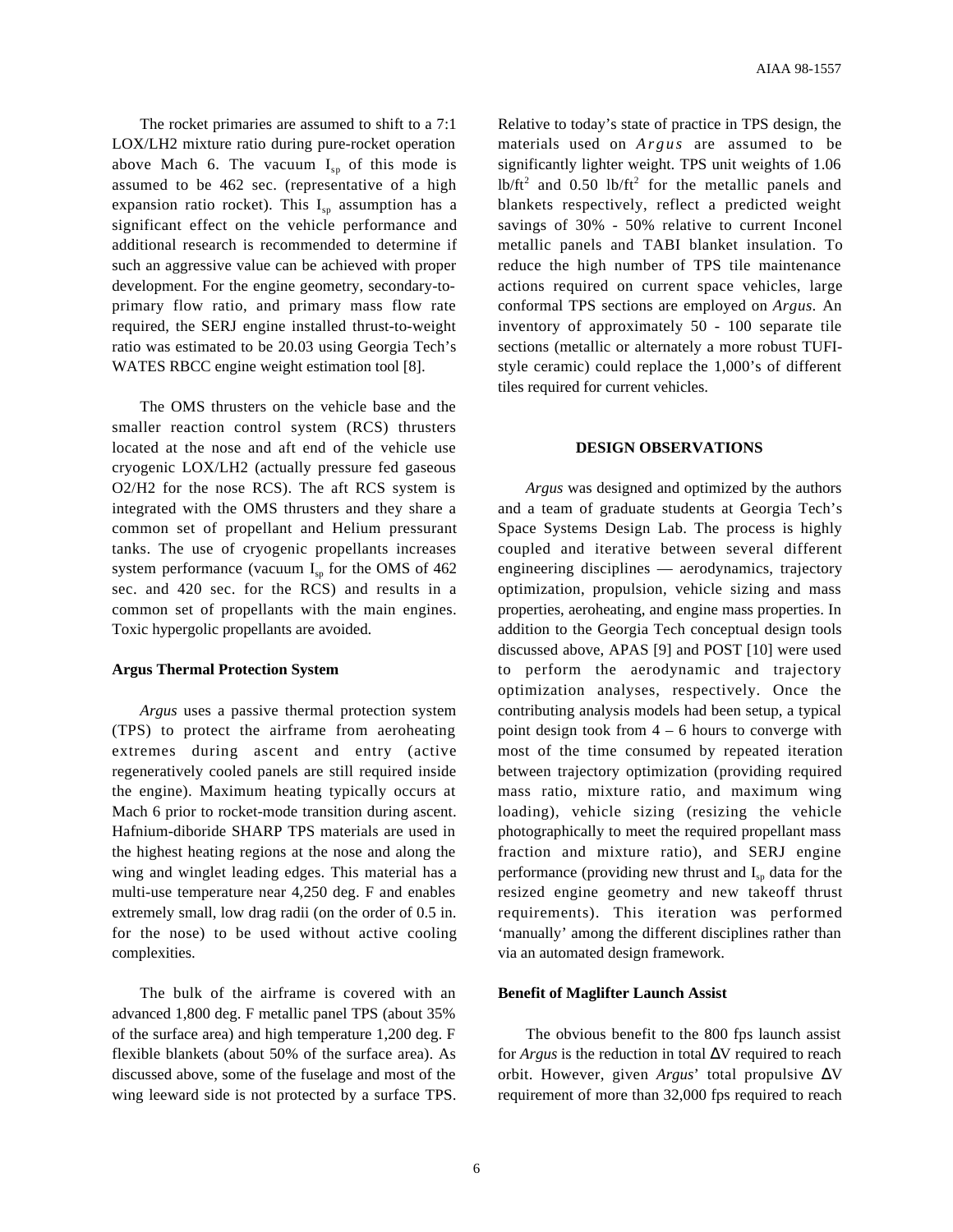The rocket primaries are assumed to shift to a 7:1 LOX/LH2 mixture ratio during pure-rocket operation above Mach 6. The vacuum $I_{sp}$ of this mode is assumed to be 462 sec. (representative of a high expansion ratio rocket). This $I_{sp}$ assumption has a significant effect on the vehicle performance and additional research is recommended to determine if such an aggressive value can be achieved with proper development. For the engine geometry, secondary-to-primary flow ratio, and primary mass flow rate required, the SERJ engine installed thrust-to-weight ratio was estimated to be 20.03 using Georgia Tech's WATES RBCC engine weight estimation tool [8].

The OMS thrusters on the vehicle base and the smaller reaction control system (RCS) thrusters located at the nose and aft end of the vehicle use cryogenic LOX/LH2 (actually pressure fed gaseous O2/H2 for the nose RCS). The aft RCS system is integrated with the OMS thrusters and they share a common set of propellant and Helium pressurant tanks. The use of cryogenic propellants increases system performance (vacuum $I_{sp}$ for the OMS of 462 sec. and 420 sec. for the RCS) and results in a common set of propellants with the main engines. Toxic hypergolic propellants are avoided.

### Argus Thermal Protection System

*Argus* uses a passive thermal protection system (TPS) to protect the airframe from aeroheating extremes during ascent and entry (active regeneratively cooled panels are still required inside the engine). Maximum heating typically occurs at Mach 6 prior to rocket-mode transition during ascent. Hafnium-diboride SHARP TPS materials are used in the highest heating regions at the nose and along the wing and winglet leading edges. This material has a multi-use temperature near 4,250 deg. F and enables extremely small, low drag radii (on the order of 0.5 in. for the nose) to be used without active cooling complexities.

The bulk of the airframe is covered with an advanced 1,800 deg. F metallic panel TPS (about 35% of the surface area) and high temperature 1,200 deg. F flexible blankets (about 50% of the surface area). As discussed above, some of the fuselage and most of the wing leeward side is not protected by a surface TPS. Relative to today's state of practice in TPS design, the materials used on *Argus* are assumed to be significantly lighter weight. TPS unit weights of 1.06 lb/ft$^2$ and 0.50 lb/ft$^2$ for the metallic panels and blankets respectively, reflect a predicted weight savings of 30% - 50% relative to current Inconel metallic panels and TABI blanket insulation. To reduce the high number of TPS tile maintenance actions required on current space vehicles, large conformal TPS sections are employed on *Argus*. An inventory of approximately 50 - 100 separate tile sections (metallic or alternately a more robust TUFI-style ceramic) could replace the 1,000's of different tiles required for current vehicles.

## DESIGN OBSERVATIONS

*Argus* was designed and optimized by the authors and a team of graduate students at Georgia Tech's Space Systems Design Lab. The process is highly coupled and iterative between several different engineering disciplines — aerodynamics, trajectory optimization, propulsion, vehicle sizing and mass properties, aeroheating, and engine mass properties. In addition to the Georgia Tech conceptual design tools discussed above, APAS [9] and POST [10] were used to perform the aerodynamic and trajectory optimization analyses, respectively. Once the contributing analysis models had been setup, a typical point design took from 4 – 6 hours to converge with most of the time consumed by repeated iteration between trajectory optimization (providing required mass ratio, mixture ratio, and maximum wing loading), vehicle sizing (resizing the vehicle photographically to meet the required propellant mass fraction and mixture ratio), and SERJ engine performance (providing new thrust and $I_{sp}$ data for the resized engine geometry and new takeoff thrust requirements). This iteration was performed 'manually' among the different disciplines rather than via an automated design framework.

### Benefit of Maglifter Launch Assist

The obvious benefit to the 800 fps launch assist for *Argus* is the reduction in total $\Delta V$ required to reach orbit. However, given *Argus*' total propulsive $\Delta V$ requirement of more than 32,000 fps required to reach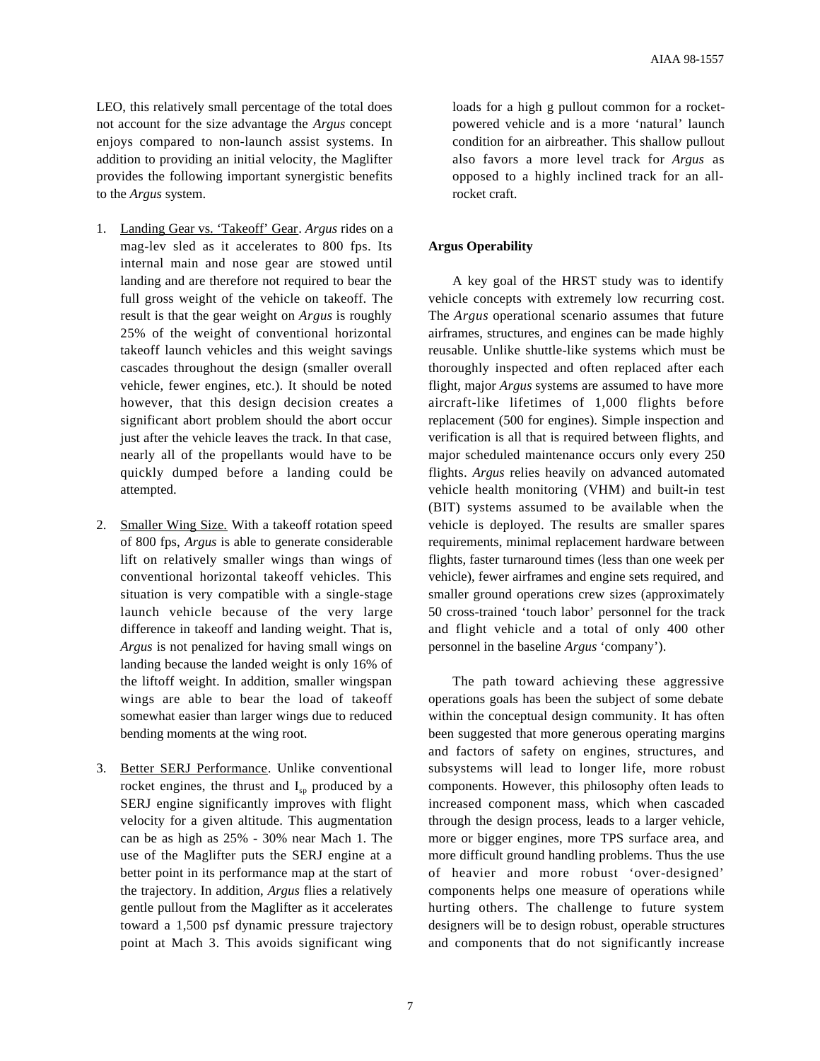LEO, this relatively small percentage of the total does not account for the size advantage the *Argus* concept enjoys compared to non-launch assist systems. In addition to providing an initial velocity, the Maglifter provides the following important synergistic benefits to the *Argus* system.

1. Landing Gear vs. 'Takeoff' Gear. *Argus* rides on a mag-lev sled as it accelerates to 800 fps. Its internal main and nose gear are stowed until landing and are therefore not required to bear the full gross weight of the vehicle on takeoff. The result is that the gear weight on *Argus* is roughly 25% of the weight of conventional horizontal takeoff launch vehicles and this weight savings cascades throughout the design (smaller overall vehicle, fewer engines, etc.). It should be noted however, that this design decision creates a significant abort problem should the abort occur just after the vehicle leaves the track. In that case, nearly all of the propellants would have to be quickly dumped before a landing could be attempted.

2. Smaller Wing Size. With a takeoff rotation speed of 800 fps, *Argus* is able to generate considerable lift on relatively smaller wings than wings of conventional horizontal takeoff vehicles. This situation is very compatible with a single-stage launch vehicle because of the very large difference in takeoff and landing weight. That is, *Argus* is not penalized for having small wings on landing because the landed weight is only 16% of the liftoff weight. In addition, smaller wingspan wings are able to bear the load of takeoff somewhat easier than larger wings due to reduced bending moments at the wing root.

3. Better SERJ Performance. Unlike conventional rocket engines, the thrust and $I_{sp}$ produced by a SERJ engine significantly improves with flight velocity for a given altitude. This augmentation can be as high as 25% - 30% near Mach 1. The use of the Maglifter puts the SERJ engine at a better point in its performance map at the start of the trajectory. In addition, *Argus* flies a relatively gentle pullout from the Maglifter as it accelerates toward a 1,500 psf dynamic pressure trajectory point at Mach 3. This avoids significant wing loads for a high g pullout common for a rocket-powered vehicle and is a more 'natural' launch condition for an airbreather. This shallow pullout also favors a more level track for *Argus* as opposed to a highly inclined track for an all-rocket craft.

**Argus Operability**

A key goal of the HRST study was to identify vehicle concepts with extremely low recurring cost. The *Argus* operational scenario assumes that future airframes, structures, and engines can be made highly reusable. Unlike shuttle-like systems which must be thoroughly inspected and often replaced after each flight, major *Argus* systems are assumed to have more aircraft-like lifetimes of 1,000 flights before replacement (500 for engines). Simple inspection and verification is all that is required between flights, and major scheduled maintenance occurs only every 250 flights. *Argus* relies heavily on advanced automated vehicle health monitoring (VHM) and built-in test (BIT) systems assumed to be available when the vehicle is deployed. The results are smaller spares requirements, minimal replacement hardware between flights, faster turnaround times (less than one week per vehicle), fewer airframes and engine sets required, and smaller ground operations crew sizes (approximately 50 cross-trained 'touch labor' personnel for the track and flight vehicle and a total of only 400 other personnel in the baseline *Argus* 'company').

The path toward achieving these aggressive operations goals has been the subject of some debate within the conceptual design community. It has often been suggested that more generous operating margins and factors of safety on engines, structures, and subsystems will lead to longer life, more robust components. However, this philosophy often leads to increased component mass, which when cascaded through the design process, leads to a larger vehicle, more or bigger engines, more TPS surface area, and more difficult ground handling problems. Thus the use of heavier and more robust 'over-designed' components helps one measure of operations while hurting others. The challenge to future system designers will be to design robust, operable structures and components that do not significantly increase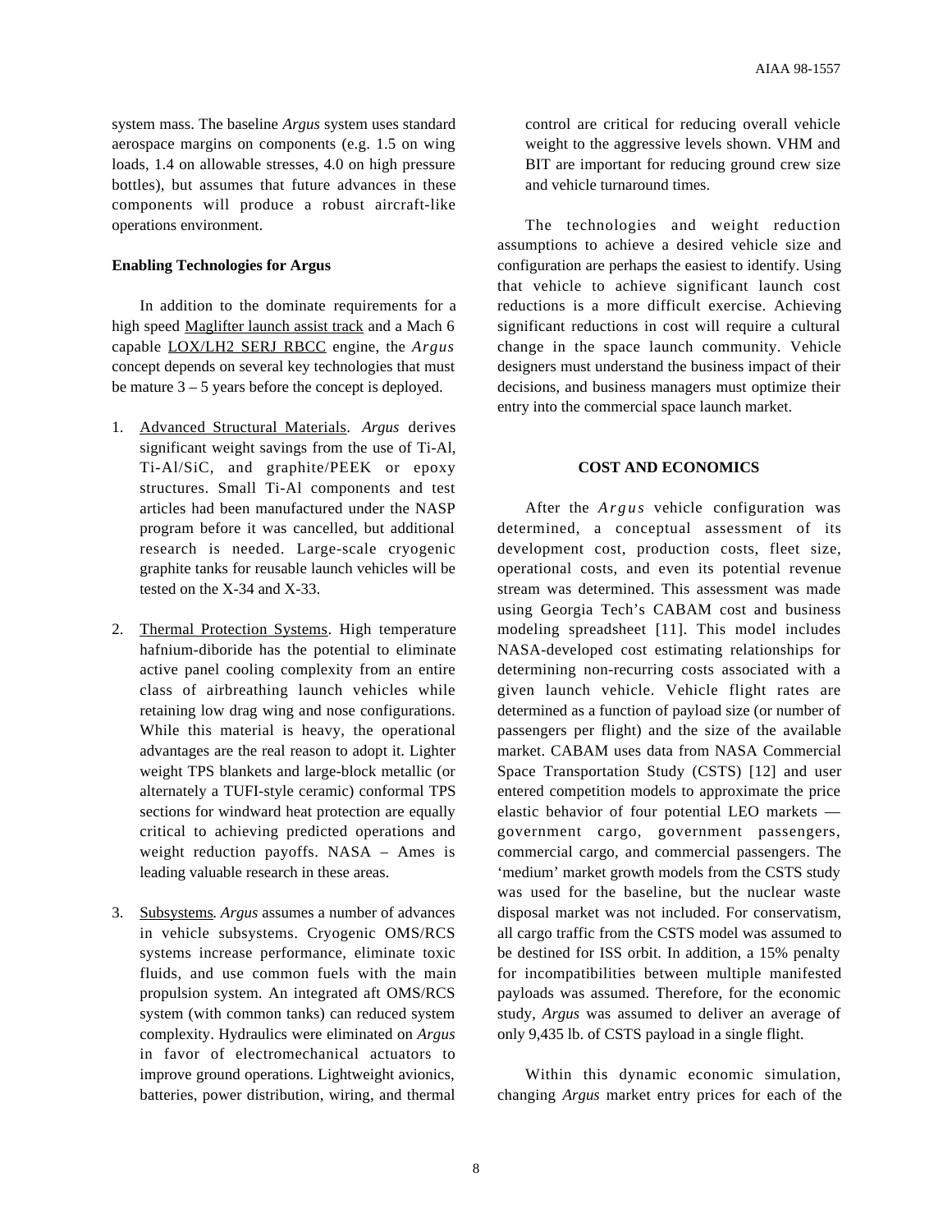system mass. The baseline *Argus* system uses standard aerospace margins on components (e.g. 1.5 on wing loads, 1.4 on allowable stresses, 4.0 on high pressure bottles), but assumes that future advances in these components will produce a robust aircraft-like operations environment.

**Enabling Technologies for Argus**

In addition to the dominate requirements for a high speed Maglifter launch assist track and a Mach 6 capable LOX/LH2 SERJ RBCC engine, the *Argus* concept depends on several key technologies that must be mature 3 – 5 years before the concept is deployed.

1. Advanced Structural Materials. *Argus* derives significant weight savings from the use of Ti-Al, Ti-Al/SiC, and graphite/PEEK or epoxy structures. Small Ti-Al components and test articles had been manufactured under the NASP program before it was cancelled, but additional research is needed. Large-scale cryogenic graphite tanks for reusable launch vehicles will be tested on the X-34 and X-33.

2. Thermal Protection Systems. High temperature hafnium-diboride has the potential to eliminate active panel cooling complexity from an entire class of airbreathing launch vehicles while retaining low drag wing and nose configurations. While this material is heavy, the operational advantages are the real reason to adopt it. Lighter weight TPS blankets and large-block metallic (or alternately a TUFI-style ceramic) conformal TPS sections for windward heat protection are equally critical to achieving predicted operations and weight reduction payoffs. NASA – Ames is leading valuable research in these areas.

3. Subsystems. *Argus* assumes a number of advances in vehicle subsystems. Cryogenic OMS/RCS systems increase performance, eliminate toxic fluids, and use common fuels with the main propulsion system. An integrated aft OMS/RCS system (with common tanks) can reduced system complexity. Hydraulics were eliminated on *Argus* in favor of electromechanical actuators to improve ground operations. Lightweight avionics, batteries, power distribution, wiring, and thermal control are critical for reducing overall vehicle weight to the aggressive levels shown. VHM and BIT are important for reducing ground crew size and vehicle turnaround times.

The technologies and weight reduction assumptions to achieve a desired vehicle size and configuration are perhaps the easiest to identify. Using that vehicle to achieve significant launch cost reductions is a more difficult exercise. Achieving significant reductions in cost will require a cultural change in the space launch community. Vehicle designers must understand the business impact of their decisions, and business managers must optimize their entry into the commercial space launch market.

## COST AND ECONOMICS

After the *Argus* vehicle configuration was determined, a conceptual assessment of its development cost, production costs, fleet size, operational costs, and even its potential revenue stream was determined. This assessment was made using Georgia Tech's CABAM cost and business modeling spreadsheet [11]. This model includes NASA-developed cost estimating relationships for determining non-recurring costs associated with a given launch vehicle. Vehicle flight rates are determined as a function of payload size (or number of passengers per flight) and the size of the available market. CABAM uses data from NASA Commercial Space Transportation Study (CSTS) [12] and user entered competition models to approximate the price elastic behavior of four potential LEO markets — government cargo, government passengers, commercial cargo, and commercial passengers. The 'medium' market growth models from the CSTS study was used for the baseline, but the nuclear waste disposal market was not included. For conservatism, all cargo traffic from the CSTS model was assumed to be destined for ISS orbit. In addition, a 15% penalty for incompatibilities between multiple manifested payloads was assumed. Therefore, for the economic study, *Argus* was assumed to deliver an average of only 9,435 lb. of CSTS payload in a single flight.

Within this dynamic economic simulation, changing *Argus* market entry prices for each of the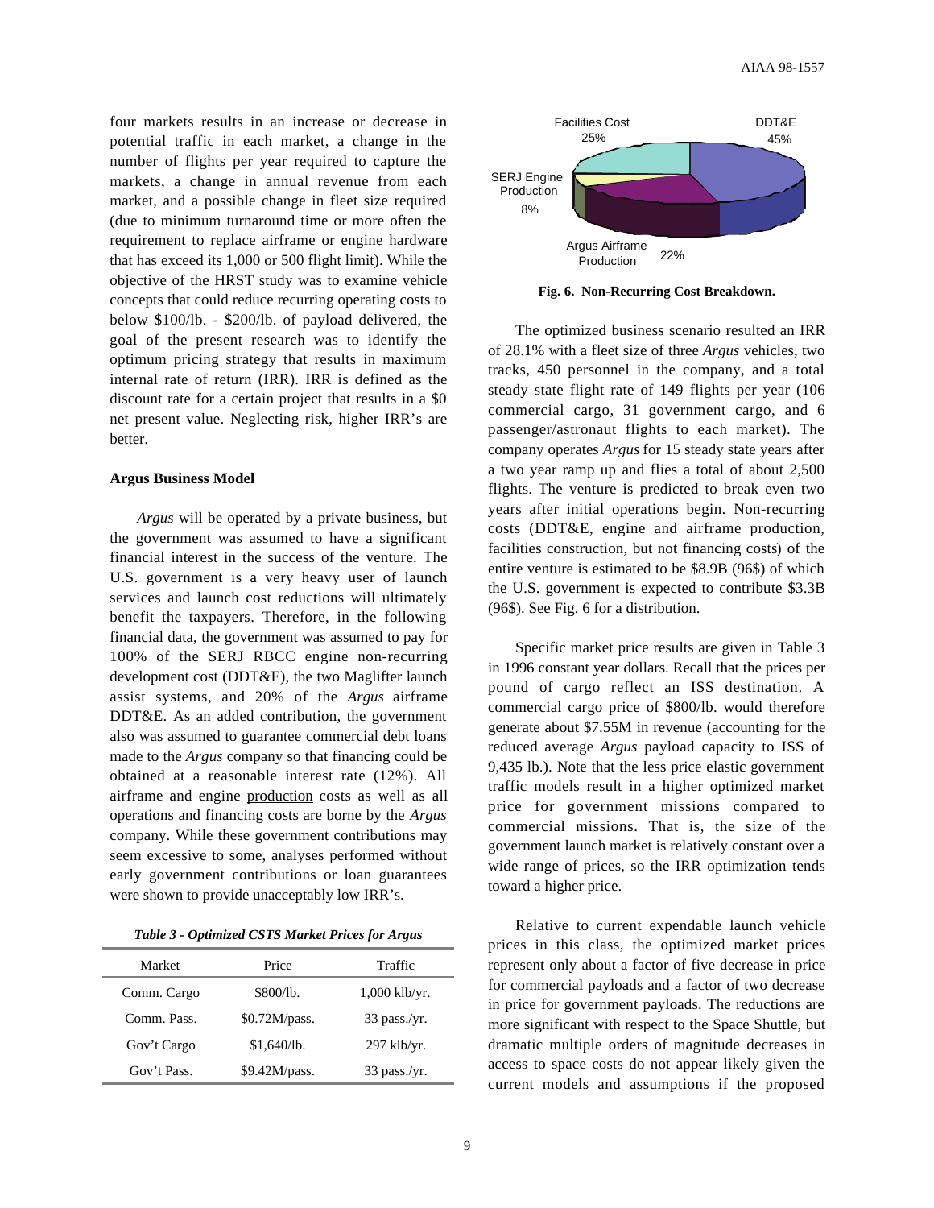four markets results in an increase or decrease in potential traffic in each market, a change in the number of flights per year required to capture the markets, a change in annual revenue from each market, and a possible change in fleet size required (due to minimum turnaround time or more often the requirement to replace airframe or engine hardware that has exceed its 1,000 or 500 flight limit). While the objective of the HRST study was to examine vehicle concepts that could reduce recurring operating costs to below \$100/lb. - \$200/lb. of payload delivered, the goal of the present research was to identify the optimum pricing strategy that results in maximum internal rate of return (IRR). IRR is defined as the discount rate for a certain project that results in a \$0 net present value. Neglecting risk, higher IRR's are better.

**Argus Business Model**

*Argus* will be operated by a private business, but the government was assumed to have a significant financial interest in the success of the venture. The U.S. government is a very heavy user of launch services and launch cost reductions will ultimately benefit the taxpayers. Therefore, in the following financial data, the government was assumed to pay for 100% of the SERJ RBCC engine non-recurring development cost (DDT&E), the two Maglifter launch assist systems, and 20% of the *Argus* airframe DDT&E. As an added contribution, the government also was assumed to guarantee commercial debt loans made to the *Argus* company so that financing could be obtained at a reasonable interest rate (12%). All airframe and engine <u>production</u> costs as well as all operations and financing costs are borne by the *Argus* company. While these government contributions may seem excessive to some, analyses performed without early government contributions or loan guarantees were shown to provide unacceptably low IRR's.

***Table 3 - Optimized CSTS Market Prices for Argus***

| Market | Price | Traffic |
|---|---|---|
| Comm. Cargo | \$800/lb. | 1,000 klb/yr. |
| Comm. Pass. | \$0.72M/pass. | 33 pass./yr. |
| Gov't Cargo | \$1,640/lb. | 297 klb/yr. |
| Gov't Pass. | \$9.42M/pass. | 33 pass./yr. |

Facilities Cost 25%; DDT&E 45%; SERJ Engine Production 8%; Argus Airframe Production 22%

**Fig. 6. Non-Recurring Cost Breakdown.**

The optimized business scenario resulted an IRR of 28.1% with a fleet size of three *Argus* vehicles, two tracks, 450 personnel in the company, and a total steady state flight rate of 149 flights per year (106 commercial cargo, 31 government cargo, and 6 passenger/astronaut flights to each market). The company operates *Argus* for 15 steady state years after a two year ramp up and flies a total of about 2,500 flights. The venture is predicted to break even two years after initial operations begin. Non-recurring costs (DDT&E, engine and airframe production, facilities construction, but not financing costs) of the entire venture is estimated to be \$8.9B (96\$) of which the U.S. government is expected to contribute \$3.3B (96\$). See Fig. 6 for a distribution.

Specific market price results are given in Table 3 in 1996 constant year dollars. Recall that the prices per pound of cargo reflect an ISS destination. A commercial cargo price of \$800/lb. would therefore generate about \$7.55M in revenue (accounting for the reduced average *Argus* payload capacity to ISS of 9,435 lb.). Note that the less price elastic government traffic models result in a higher optimized market price for government missions compared to commercial missions. That is, the size of the government launch market is relatively constant over a wide range of prices, so the IRR optimization tends toward a higher price.

Relative to current expendable launch vehicle prices in this class, the optimized market prices represent only about a factor of five decrease in price for commercial payloads and a factor of two decrease in price for government payloads. The reductions are more significant with respect to the Space Shuttle, but dramatic multiple orders of magnitude decreases in access to space costs do not appear likely given the current models and assumptions if the proposed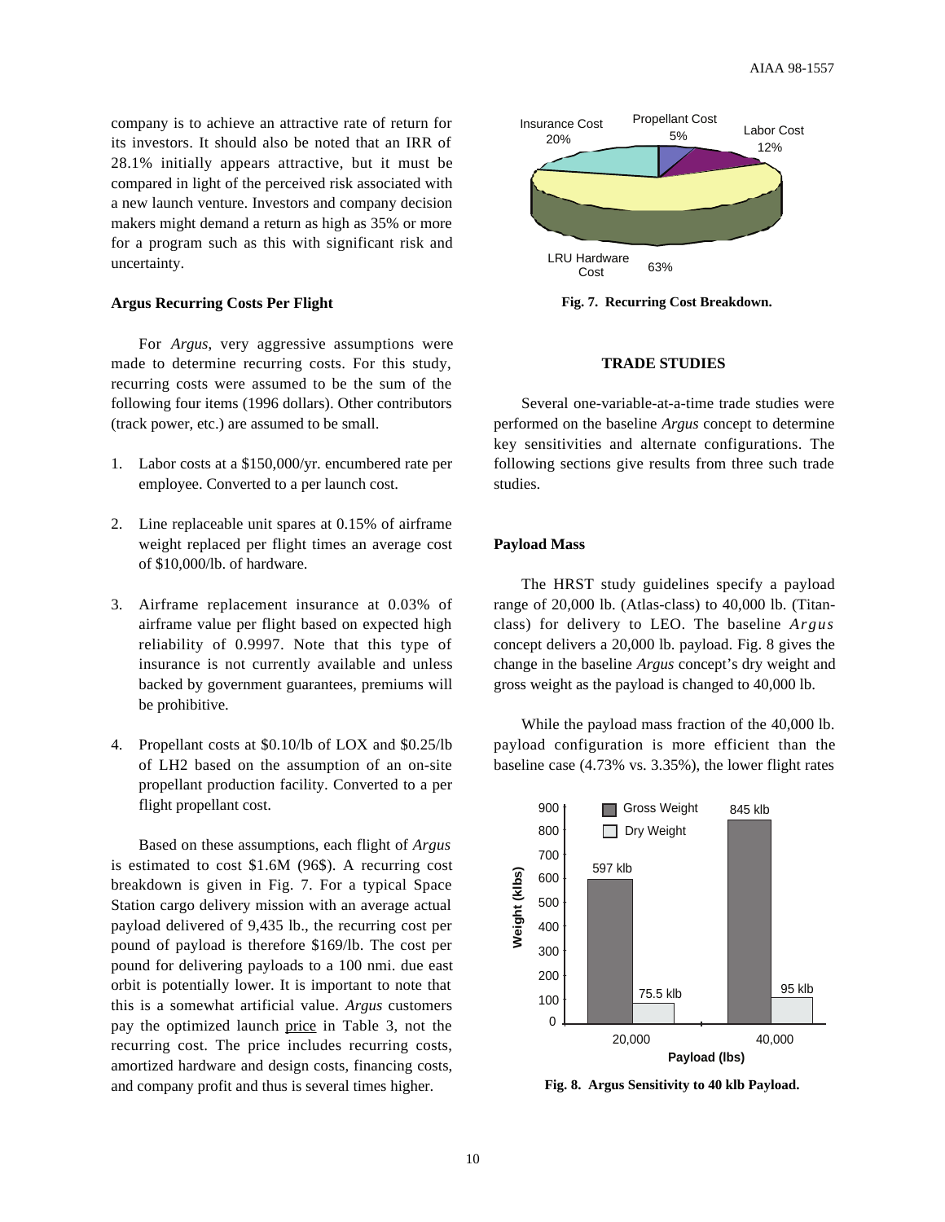company is to achieve an attractive rate of return for its investors. It should also be noted that an IRR of 28.1% initially appears attractive, but it must be compared in light of the perceived risk associated with a new launch venture. Investors and company decision makers might demand a return as high as 35% or more for a program such as this with significant risk and uncertainty.

### Argus Recurring Costs Per Flight

For *Argus*, very aggressive assumptions were made to determine recurring costs. For this study, recurring costs were assumed to be the sum of the following four items (1996 dollars). Other contributors (track power, etc.) are assumed to be small.

1. Labor costs at a $150,000/yr. encumbered rate per employee. Converted to a per launch cost.
2. Line replaceable unit spares at 0.15% of airframe weight replaced per flight times an average cost of $10,000/lb. of hardware.
3. Airframe replacement insurance at 0.03% of airframe value per flight based on expected high reliability of 0.9997. Note that this type of insurance is not currently available and unless backed by government guarantees, premiums will be prohibitive.
4. Propellant costs at $0.10/lb of LOX and $0.25/lb of LH2 based on the assumption of an on-site propellant production facility. Converted to a per flight propellant cost.

Based on these assumptions, each flight of *Argus* is estimated to cost $1.6M (96$). A recurring cost breakdown is given in Fig. 7. For a typical Space Station cargo delivery mission with an average actual payload delivered of 9,435 lb., the recurring cost per pound of payload is therefore $169/lb. The cost per pound for delivering payloads to a 100 nmi. due east orbit is potentially lower. It is important to note that this is a somewhat artificial value. *Argus* customers pay the optimized launch price in Table 3, not the recurring cost. The price includes recurring costs, amortized hardware and design costs, financing costs, and company profit and thus is several times higher.

**Fig. 7. Recurring Cost Breakdown.**

## TRADE STUDIES

Several one-variable-at-a-time trade studies were performed on the baseline *Argus* concept to determine key sensitivities and alternate configurations. The following sections give results from three such trade studies.

### Payload Mass

The HRST study guidelines specify a payload range of 20,000 lb. (Atlas-class) to 40,000 lb. (Titan-class) for delivery to LEO. The baseline *Argus* concept delivers a 20,000 lb. payload. Fig. 8 gives the change in the baseline *Argus* concept's dry weight and gross weight as the payload is changed to 40,000 lb.

While the payload mass fraction of the 40,000 lb. payload configuration is more efficient than the baseline case (4.73% vs. 3.35%), the lower flight rates

**Fig. 8. Argus Sensitivity to 40 klb Payload.**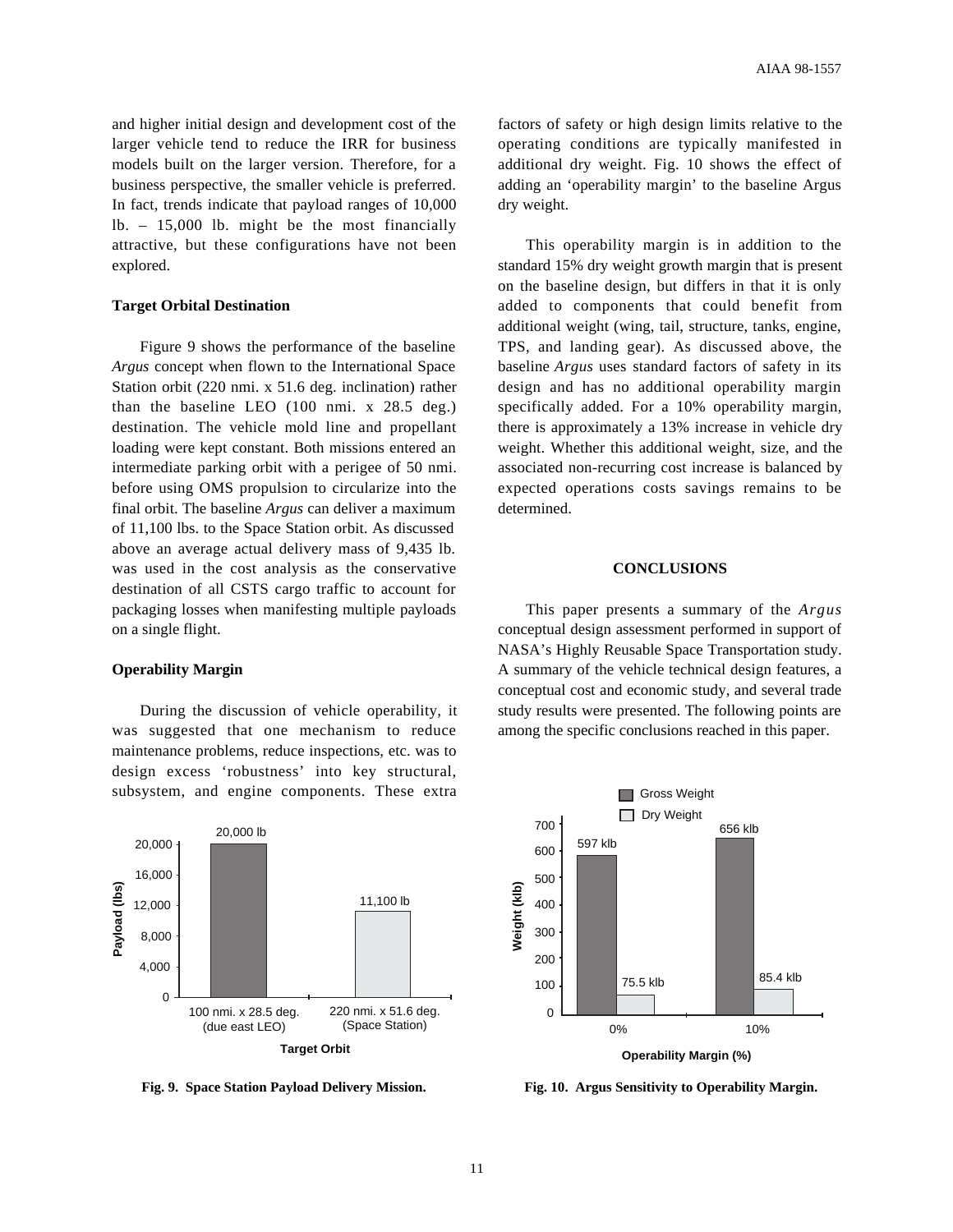and higher initial design and development cost of the larger vehicle tend to reduce the IRR for business models built on the larger version. Therefore, for a business perspective, the smaller vehicle is preferred. In fact, trends indicate that payload ranges of 10,000 lb. – 15,000 lb. might be the most financially attractive, but these configurations have not been explored.

**Target Orbital Destination**

Figure 9 shows the performance of the baseline *Argus* concept when flown to the International Space Station orbit (220 nmi. x 51.6 deg. inclination) rather than the baseline LEO (100 nmi. x 28.5 deg.) destination. The vehicle mold line and propellant loading were kept constant. Both missions entered an intermediate parking orbit with a perigee of 50 nmi. before using OMS propulsion to circularize into the final orbit. The baseline *Argus* can deliver a maximum of 11,100 lbs. to the Space Station orbit. As discussed above an average actual delivery mass of 9,435 lb. was used in the cost analysis as the conservative destination of all CSTS cargo traffic to account for packaging losses when manifesting multiple payloads on a single flight.

**Operability Margin**

During the discussion of vehicle operability, it was suggested that one mechanism to reduce maintenance problems, reduce inspections, etc. was to design excess 'robustness' into key structural, subsystem, and engine components. These extra factors of safety or high design limits relative to the operating conditions are typically manifested in additional dry weight. Fig. 10 shows the effect of adding an 'operability margin' to the baseline Argus dry weight.

This operability margin is in addition to the standard 15% dry weight growth margin that is present on the baseline design, but differs in that it is only added to components that could benefit from additional weight (wing, tail, structure, tanks, engine, TPS, and landing gear). As discussed above, the baseline *Argus* uses standard factors of safety in its design and has no additional operability margin specifically added. For a 10% operability margin, there is approximately a 13% increase in vehicle dry weight. Whether this additional weight, size, and the associated non-recurring cost increase is balanced by expected operations costs savings remains to be determined.

## CONCLUSIONS

This paper presents a summary of the *Argus* conceptual design assessment performed in support of NASA's Highly Reusable Space Transportation study. A summary of the vehicle technical design features, a conceptual cost and economic study, and several trade study results were presented. The following points are among the specific conclusions reached in this paper.

| Target Orbit | Payload (lbs) |
|---|---|
| 100 nmi. x 28.5 deg. (due east LEO) | 20,000 lb |
| 220 nmi. x 51.6 deg. (Space Station) | 11,100 lb |

**Fig. 9. Space Station Payload Delivery Mission.**

| Operability Margin (%) | Gross Weight | Dry Weight |
|---|---|---|
| 0% | 597 klb | 75.5 klb |
| 10% | 656 klb | 85.4 klb |

**Fig. 10. Argus Sensitivity to Operability Margin.**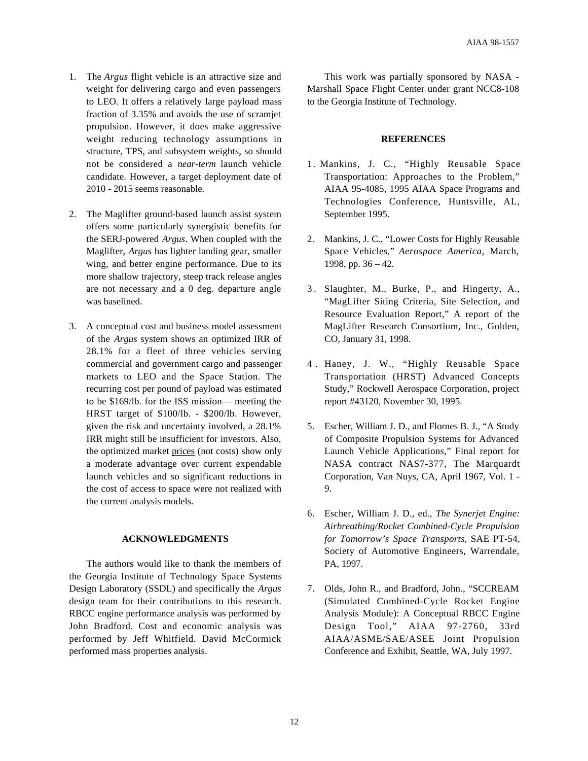1. The *Argus* flight vehicle is an attractive size and weight for delivering cargo and even passengers to LEO. It offers a relatively large payload mass fraction of 3.35% and avoids the use of scramjet propulsion. However, it does make aggressive weight reducing technology assumptions in structure, TPS, and subsystem weights, so should not be considered a *near-term* launch vehicle candidate. However, a target deployment date of 2010 - 2015 seems reasonable.

2. The Maglifter ground-based launch assist system offers some particularly synergistic benefits for the SERJ-powered *Argus*. When coupled with the Maglifter, *Argus* has lighter landing gear, smaller wing, and better engine performance. Due to its more shallow trajectory, steep track release angles are not necessary and a 0 deg. departure angle was baselined.

3. A conceptual cost and business model assessment of the *Argus* system shows an optimized IRR of 28.1% for a fleet of three vehicles serving commercial and government cargo and passenger markets to LEO and the Space Station. The recurring cost per pound of payload was estimated to be $169/lb. for the ISS mission— meeting the HRST target of $100/lb. - $200/lb. However, given the risk and uncertainty involved, a 28.1% IRR might still be insufficient for investors. Also, the optimized market <u>prices</u> (not costs) show only a moderate advantage over current expendable launch vehicles and so significant reductions in the cost of access to space were not realized with the current analysis models.

## ACKNOWLEDGMENTS

The authors would like to thank the members of the Georgia Institute of Technology Space Systems Design Laboratory (SSDL) and specifically the *Argus* design team for their contributions to this research. RBCC engine performance analysis was performed by John Bradford. Cost and economic analysis was performed by Jeff Whitfield. David McCormick performed mass properties analysis.

This work was partially sponsored by NASA - Marshall Space Flight Center under grant NCC8-108 to the Georgia Institute of Technology.

## REFERENCES

1. Mankins, J. C., "Highly Reusable Space Transportation: Approaches to the Problem," AIAA 95-4085, 1995 AIAA Space Programs and Technologies Conference, Huntsville, AL, September 1995.

2. Mankins, J. C., "Lower Costs for Highly Reusable Space Vehicles," *Aerospace America*, March, 1998, pp. 36 – 42.

3. Slaughter, M., Burke, P., and Hingerty, A., "MagLifter Siting Criteria, Site Selection, and Resource Evaluation Report," A report of the MagLifter Research Consortium, Inc., Golden, CO, January 31, 1998.

4. Haney, J. W., "Highly Reusable Space Transportation (HRST) Advanced Concepts Study," Rockwell Aerospace Corporation, project report #43120, November 30, 1995.

5. Escher, William J. D., and Flornes B. J., "A Study of Composite Propulsion Systems for Advanced Launch Vehicle Applications," Final report for NASA contract NAS7-377, The Marquardt Corporation, Van Nuys, CA, April 1967, Vol. 1 - 9.

6. Escher, William J. D., ed., *The Synerjet Engine: Airbreathing/Rocket Combined-Cycle Propulsion for Tomorrow's Space Transports*, SAE PT-54, Society of Automotive Engineers, Warrendale, PA, 1997.

7. Olds, John R., and Bradford, John., "SCCREAM (Simulated Combined-Cycle Rocket Engine Analysis Module): A Conceptual RBCC Engine Design Tool," AIAA 97-2760, 33rd AIAA/ASME/SAE/ASEE Joint Propulsion Conference and Exhibit, Seattle, WA, July 1997.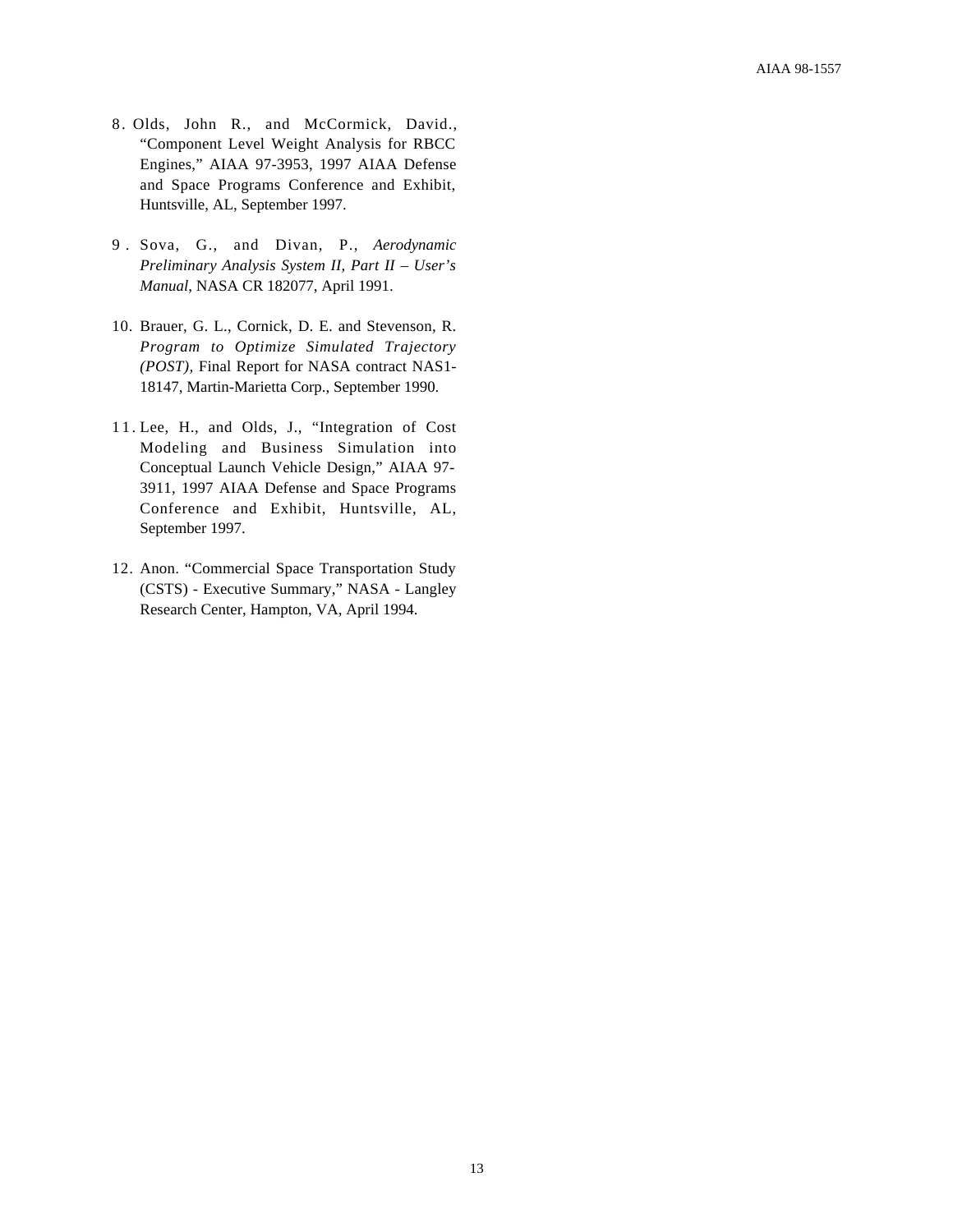8. Olds, John R., and McCormick, David., "Component Level Weight Analysis for RBCC Engines," AIAA 97-3953, 1997 AIAA Defense and Space Programs Conference and Exhibit, Huntsville, AL, September 1997.

9. Sova, G., and Divan, P., *Aerodynamic Preliminary Analysis System II, Part II – User's Manual*, NASA CR 182077, April 1991.

10. Brauer, G. L., Cornick, D. E. and Stevenson, R. *Program to Optimize Simulated Trajectory (POST),* Final Report for NASA contract NAS1-18147, Martin-Marietta Corp., September 1990.

11. Lee, H., and Olds, J., "Integration of Cost Modeling and Business Simulation into Conceptual Launch Vehicle Design," AIAA 97-3911, 1997 AIAA Defense and Space Programs Conference and Exhibit, Huntsville, AL, September 1997.

12. Anon. "Commercial Space Transportation Study (CSTS) - Executive Summary," NASA - Langley Research Center, Hampton, VA, April 1994.